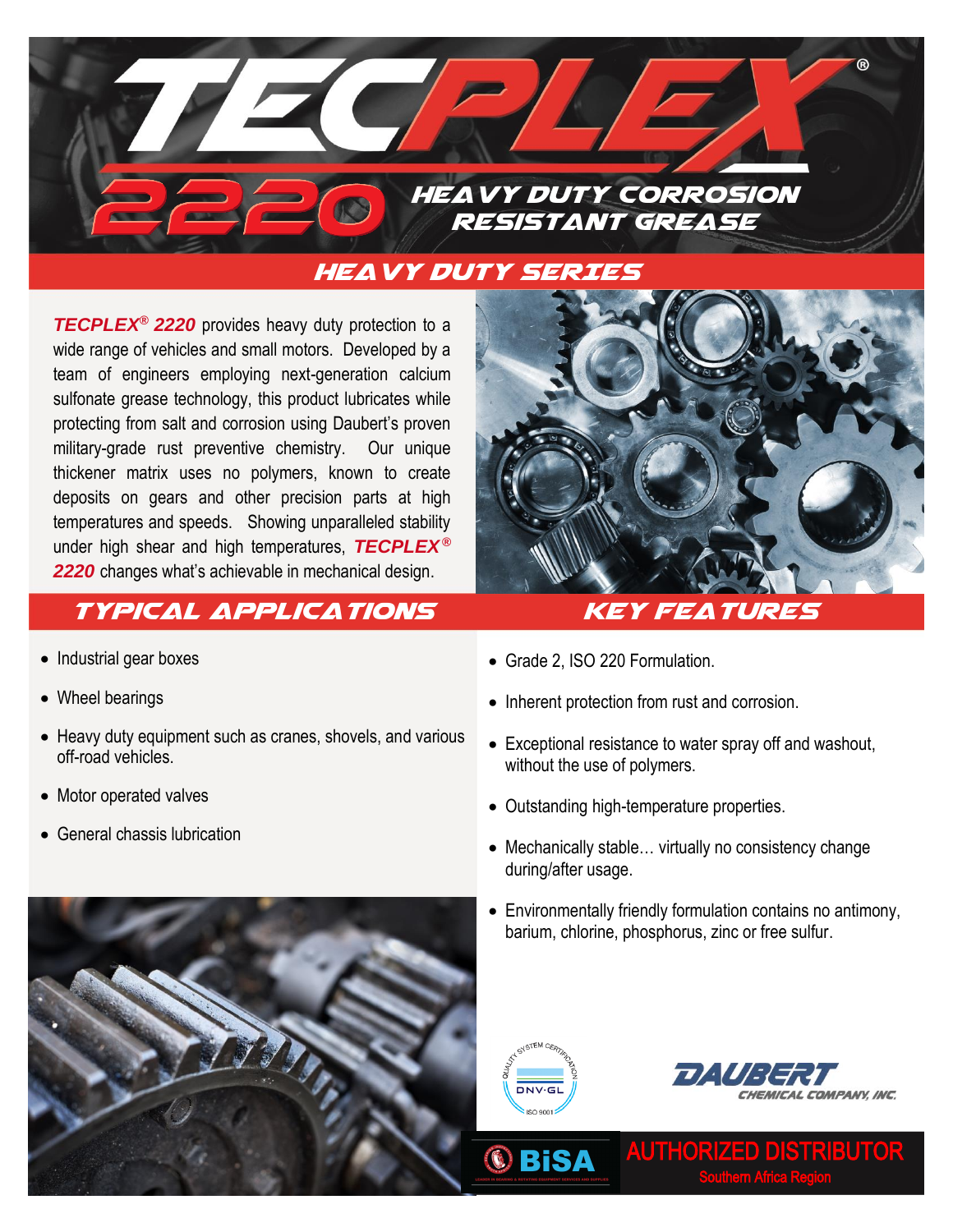# TECPLEX®

## 2220 HEAVY DUTY CORROSION RESISTANT GREASE

## HEAVY DUTY SERIES

***TECPLEX® 2220*** provides heavy duty protection to a wide range of vehicles and small motors. Developed by a team of engineers employing next-generation calcium sulfonate grease technology, this product lubricates while protecting from salt and corrosion using Daubert's proven military-grade rust preventive chemistry. Our unique thickener matrix uses no polymers, known to create deposits on gears and other precision parts at high temperatures and speeds. Showing unparalleled stability under high shear and high temperatures, ***TECPLEX® 2220*** changes what's achievable in mechanical design.

## TYPICAL APPLICATIONS

- Industrial gear boxes
- Wheel bearings
- Heavy duty equipment such as cranes, shovels, and various off-road vehicles.
- Motor operated valves
- General chassis lubrication

## KEY FEATURES

- Grade 2, ISO 220 Formulation.
- Inherent protection from rust and corrosion.
- Exceptional resistance to water spray off and washout, without the use of polymers.
- Outstanding high-temperature properties.
- Mechanically stable… virtually no consistency change during/after usage.
- Environmentally friendly formulation contains no antimony, barium, chlorine, phosphorus, zinc or free sulfur.

QUALITY SYSTEM CERTIFICATION DNV·GL ISO 9001

DAUBERT CHEMICAL COMPANY, INC.

BiSA

AUTHORIZED DISTRIBUTOR
Southern Africa Region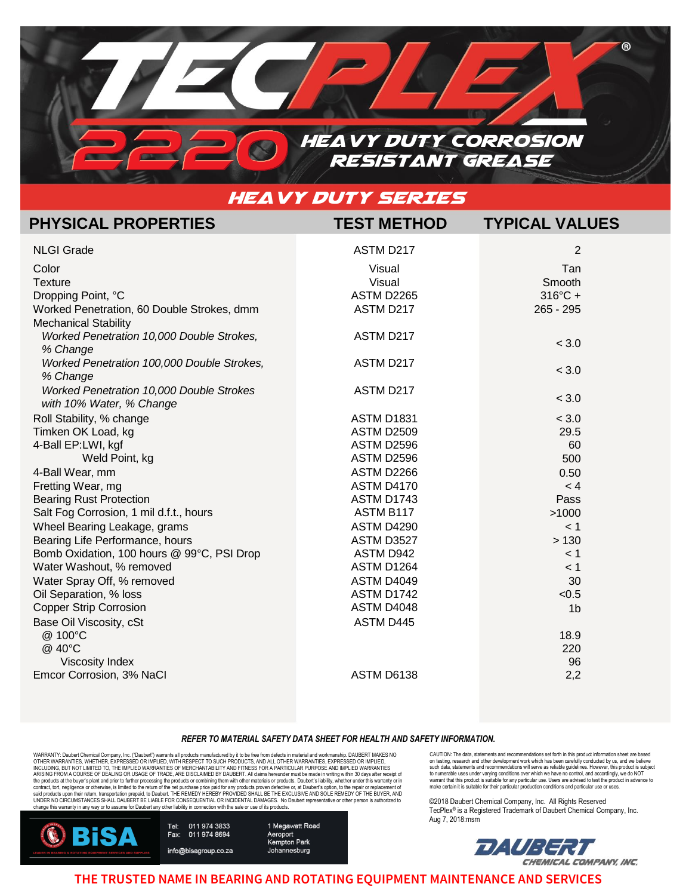# TECPLEX® 2220

## HEAVY DUTY CORROSION RESISTANT GREASE

### HEAVY DUTY SERIES

| PHYSICAL PROPERTIES | TEST METHOD | TYPICAL VALUES |
|---|---|---|
| NLGI Grade | ASTM D217 | 2 |
| Color | Visual | Tan |
| Texture | Visual | Smooth |
| Dropping Point, °C | ASTM D2265 | 316°C + |
| Worked Penetration, 60 Double Strokes, dmm | ASTM D217 | 265 - 295 |
| Mechanical Stability | | |
| *Worked Penetration 10,000 Double Strokes, % Change* | ASTM D217 | < 3.0 |
| *Worked Penetration 100,000 Double Strokes, % Change* | ASTM D217 | < 3.0 |
| *Worked Penetration 10,000 Double Strokes with 10% Water, % Change* | ASTM D217 | < 3.0 |
| Roll Stability, % change | ASTM D1831 | < 3.0 |
| Timken OK Load, kg | ASTM D2509 | 29.5 |
| 4-Ball EP:LWI, kgf | ASTM D2596 | 60 |
| Weld Point, kg | ASTM D2596 | 500 |
| 4-Ball Wear, mm | ASTM D2266 | 0.50 |
| Fretting Wear, mg | ASTM D4170 | < 4 |
| Bearing Rust Protection | ASTM D1743 | Pass |
| Salt Fog Corrosion, 1 mil d.f.t., hours | ASTM B117 | >1000 |
| Wheel Bearing Leakage, grams | ASTM D4290 | < 1 |
| Bearing Life Performance, hours | ASTM D3527 | > 130 |
| Bomb Oxidation, 100 hours @ 99°C, PSI Drop | ASTM D942 | < 1 |
| Water Washout, % removed | ASTM D1264 | < 1 |
| Water Spray Off, % removed | ASTM D4049 | 30 |
| Oil Separation, % loss | ASTM D1742 | <0.5 |
| Copper Strip Corrosion | ASTM D4048 | 1b |
| Base Oil Viscosity, cSt | ASTM D445 | |
| @ 100°C | | 18.9 |
| @ 40°C | | 220 |
| Viscosity Index | | 96 |
| Emcor Corrosion, 3% NaCl | ASTM D6138 | 2,2 |

***REFER TO MATERIAL SAFETY DATA SHEET FOR HEALTH AND SAFETY INFORMATION.***

WARRANTY: Daubert Chemical Company, Inc. ("Daubert") warrants all products manufactured by it to be free from defects in material and workmanship. DAUBERT MAKES NO OTHER WARRANTIES, WHETHER, EXPRESSED OR IMPLIED, WITH RESPECT TO SUCH PRODUCTS, AND ALL OTHER WARRANTIES, EXPRESSED OR IMPLIED, INCLUDING, BUT NOT LIMITED TO, THE IMPLIED WARRANTIES OF MERCHANTABILITY AND FITNESS FOR A PARTICULAR PURPOSE AND IMPLIED WARRANTIES ARISING FROM A COURSE OF DEALING OR USAGE OF TRADE, ARE DISCLAIMED BY DAUBERT. All claims hereunder must be made in writing within 30 days after receipt of the products at the buyer's plant and prior to further processing the products or combining them with other materials or products. Daubert's liability, whether under this warranty or in contract, tort, negligence or otherwise, is limited to the return of the net purchase price paid for any products proven defective or, at Daubert's option, to the repair or replacement of said products upon their return, transportation prepaid, to Daubert. THE REMEDY HEREBY PROVIDED SHALL BE THE EXCLUSIVE AND SOLE REMEDY OF THE BUYER, AND UNDER NO CIRCUMSTANCES SHALL DAUBERT BE LIABLE FOR CONSEQUENTIAL OR INCIDENTAL DAMAGES. No Daubert representative or other person is authorized to change this warranty in any way or to assume for Daubert any other liability in connection with the sale or use of its products.

CAUTION: The data, statements and recommendations set forth in this product information sheet are based on testing, research and other development work which has been carefully conducted by us, and we believe such data, statements and recommendations will serve as reliable guidelines. However, this product is subject to numerous uses under varying conditions over which we have no control, and accordingly, we do NOT warrant that this product is suitable for any particular use. Users are advised to test the product in advance to make certain it is suitable for their particular production conditions and particular use or uses.

©2018 Daubert Chemical Company, Inc. All Rights Reserved
TecPlex® is a Registered Trademark of Daubert Chemical Company, Inc.
Aug 7, 2018:msm

BiSA — LEADER IN BEARING & ROTATING EQUIPMENT SERVICES AND SUPPLIES

Tel: 011 974 3833
Fax: 011 974 8694
info@bisagroup.co.za

1 Megawatt Road
Aeroport
Kempton Park
Johannesburg

DAUBERT CHEMICAL COMPANY, INC.

THE TRUSTED NAME IN BEARING AND ROTATING EQUIPMENT MAINTENANCE AND SERVICES